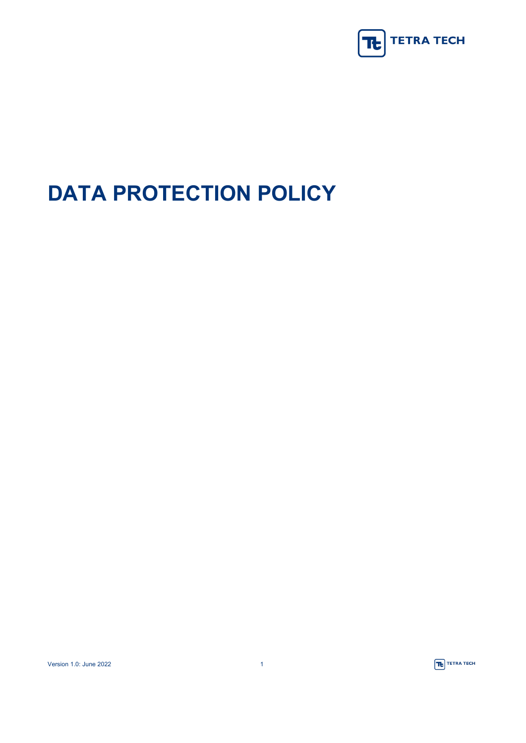# DATA PROTECTION POLICY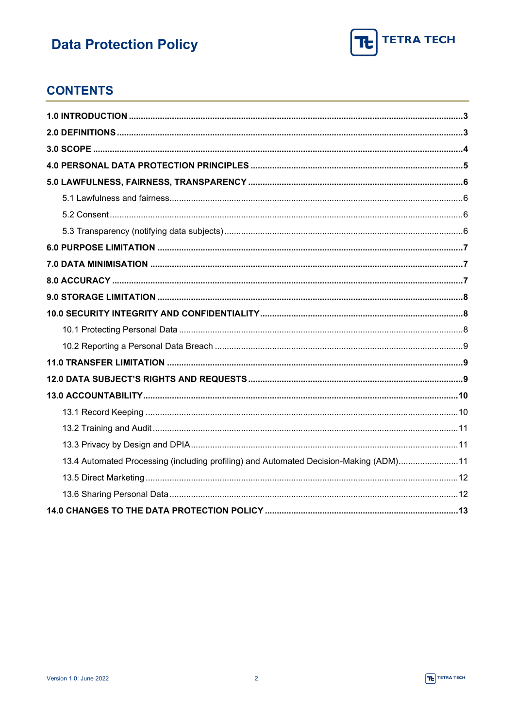## CONTENTS

**1.0 INTRODUCTION** .......... **3**

**2.0 DEFINITIONS** .......... **3**

**3.0 SCOPE** .......... **4**

**4.0 PERSONAL DATA PROTECTION PRINCIPLES** .......... **5**

**5.0 LAWFULNESS, FAIRNESS, TRANSPARENCY** .......... **6**

- 5.1 Lawfulness and fairness .......... 6
- 5.2 Consent .......... 6
- 5.3 Transparency (notifying data subjects) .......... 6

**6.0 PURPOSE LIMITATION** .......... **7**

**7.0 DATA MINIMISATION** .......... **7**

**8.0 ACCURACY** .......... **7**

**9.0 STORAGE LIMITATION** .......... **8**

**10.0 SECURITY INTEGRITY AND CONFIDENTIALITY** .......... **8**

- 10.1 Protecting Personal Data .......... 8
- 10.2 Reporting a Personal Data Breach .......... 9

**11.0 TRANSFER LIMITATION** .......... **9**

**12.0 DATA SUBJECT'S RIGHTS AND REQUESTS** .......... **9**

**13.0 ACCOUNTABILITY** .......... **10**

- 13.1 Record Keeping .......... 10
- 13.2 Training and Audit .......... 11
- 13.3 Privacy by Design and DPIA .......... 11
- 13.4 Automated Processing (including profiling) and Automated Decision-Making (ADM) .......... 11
- 13.5 Direct Marketing .......... 12
- 13.6 Sharing Personal Data .......... 12

**14.0 CHANGES TO THE DATA PROTECTION POLICY** .......... **13**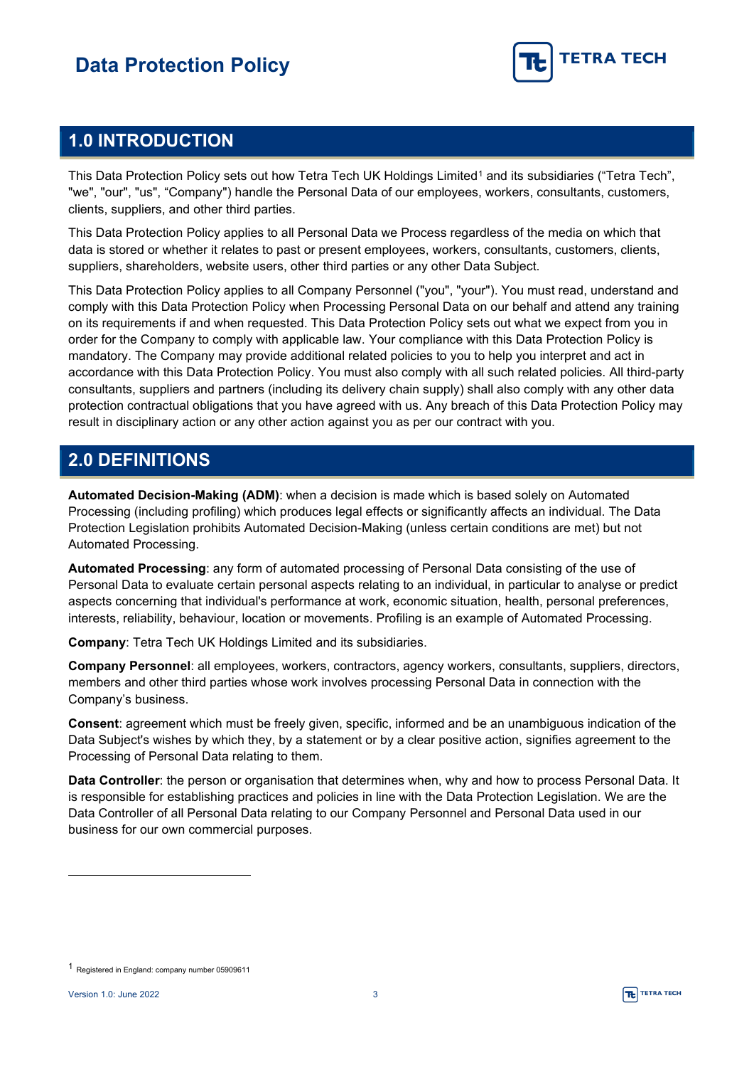## 1.0 INTRODUCTION

This Data Protection Policy sets out how Tetra Tech UK Holdings Limited[1] and its subsidiaries ("Tetra Tech", "we", "our", "us", "Company") handle the Personal Data of our employees, workers, consultants, customers, clients, suppliers, and other third parties.

This Data Protection Policy applies to all Personal Data we Process regardless of the media on which that data is stored or whether it relates to past or present employees, workers, consultants, customers, clients, suppliers, shareholders, website users, other third parties or any other Data Subject.

This Data Protection Policy applies to all Company Personnel ("you", "your"). You must read, understand and comply with this Data Protection Policy when Processing Personal Data on our behalf and attend any training on its requirements if and when requested. This Data Protection Policy sets out what we expect from you in order for the Company to comply with applicable law. Your compliance with this Data Protection Policy is mandatory. The Company may provide additional related policies to you to help you interpret and act in accordance with this Data Protection Policy. You must also comply with all such related policies. All third-party consultants, suppliers and partners (including its delivery chain supply) shall also comply with any other data protection contractual obligations that you have agreed with us. Any breach of this Data Protection Policy may result in disciplinary action or any other action against you as per our contract with you.

## 2.0 DEFINITIONS

**Automated Decision-Making (ADM)**: when a decision is made which is based solely on Automated Processing (including profiling) which produces legal effects or significantly affects an individual. The Data Protection Legislation prohibits Automated Decision-Making (unless certain conditions are met) but not Automated Processing.

**Automated Processing**: any form of automated processing of Personal Data consisting of the use of Personal Data to evaluate certain personal aspects relating to an individual, in particular to analyse or predict aspects concerning that individual's performance at work, economic situation, health, personal preferences, interests, reliability, behaviour, location or movements. Profiling is an example of Automated Processing.

**Company**: Tetra Tech UK Holdings Limited and its subsidiaries.

**Company Personnel**: all employees, workers, contractors, agency workers, consultants, suppliers, directors, members and other third parties whose work involves processing Personal Data in connection with the Company's business.

**Consent**: agreement which must be freely given, specific, informed and be an unambiguous indication of the Data Subject's wishes by which they, by a statement or by a clear positive action, signifies agreement to the Processing of Personal Data relating to them.

**Data Controller**: the person or organisation that determines when, why and how to process Personal Data. It is responsible for establishing practices and policies in line with the Data Protection Legislation. We are the Data Controller of all Personal Data relating to our Company Personnel and Personal Data used in our business for our own commercial purposes.

[1] Registered in England: company number 05909611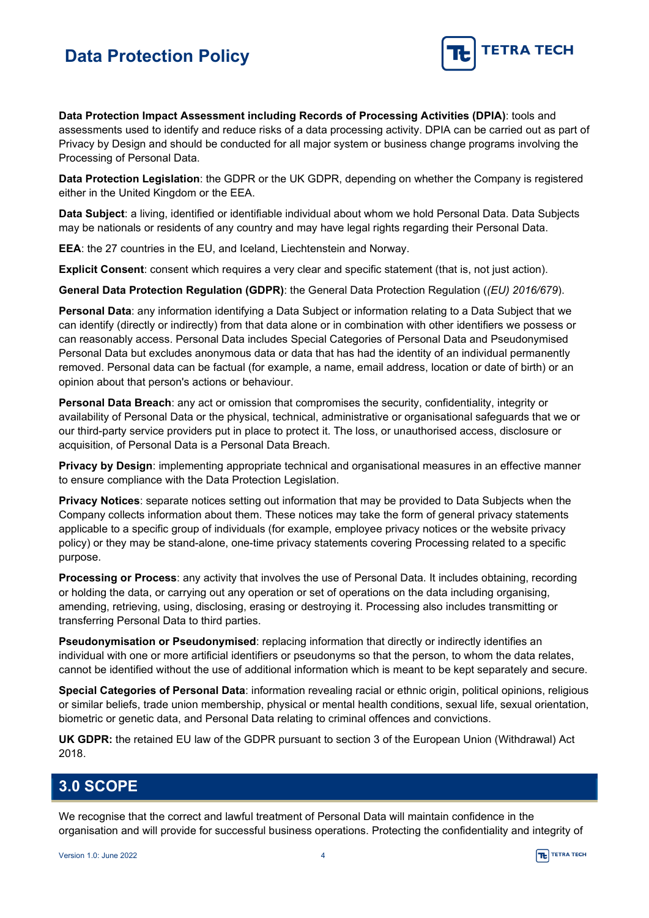**Data Protection Impact Assessment including Records of Processing Activities (DPIA)**: tools and assessments used to identify and reduce risks of a data processing activity. DPIA can be carried out as part of Privacy by Design and should be conducted for all major system or business change programs involving the Processing of Personal Data.

**Data Protection Legislation**: the GDPR or the UK GDPR, depending on whether the Company is registered either in the United Kingdom or the EEA.

**Data Subject**: a living, identified or identifiable individual about whom we hold Personal Data. Data Subjects may be nationals or residents of any country and may have legal rights regarding their Personal Data.

**EEA**: the 27 countries in the EU, and Iceland, Liechtenstein and Norway.

**Explicit Consent**: consent which requires a very clear and specific statement (that is, not just action).

**General Data Protection Regulation (GDPR)**: the General Data Protection Regulation (*(EU) 2016/679*).

**Personal Data**: any information identifying a Data Subject or information relating to a Data Subject that we can identify (directly or indirectly) from that data alone or in combination with other identifiers we possess or can reasonably access. Personal Data includes Special Categories of Personal Data and Pseudonymised Personal Data but excludes anonymous data or data that has had the identity of an individual permanently removed. Personal data can be factual (for example, a name, email address, location or date of birth) or an opinion about that person's actions or behaviour.

**Personal Data Breach**: any act or omission that compromises the security, confidentiality, integrity or availability of Personal Data or the physical, technical, administrative or organisational safeguards that we or our third-party service providers put in place to protect it. The loss, or unauthorised access, disclosure or acquisition, of Personal Data is a Personal Data Breach.

**Privacy by Design**: implementing appropriate technical and organisational measures in an effective manner to ensure compliance with the Data Protection Legislation.

**Privacy Notices**: separate notices setting out information that may be provided to Data Subjects when the Company collects information about them. These notices may take the form of general privacy statements applicable to a specific group of individuals (for example, employee privacy notices or the website privacy policy) or they may be stand-alone, one-time privacy statements covering Processing related to a specific purpose.

**Processing or Process**: any activity that involves the use of Personal Data. It includes obtaining, recording or holding the data, or carrying out any operation or set of operations on the data including organising, amending, retrieving, using, disclosing, erasing or destroying it. Processing also includes transmitting or transferring Personal Data to third parties.

**Pseudonymisation or Pseudonymised**: replacing information that directly or indirectly identifies an individual with one or more artificial identifiers or pseudonyms so that the person, to whom the data relates, cannot be identified without the use of additional information which is meant to be kept separately and secure.

**Special Categories of Personal Data**: information revealing racial or ethnic origin, political opinions, religious or similar beliefs, trade union membership, physical or mental health conditions, sexual life, sexual orientation, biometric or genetic data, and Personal Data relating to criminal offences and convictions.

**UK GDPR:** the retained EU law of the GDPR pursuant to section 3 of the European Union (Withdrawal) Act 2018.

## 3.0 SCOPE

We recognise that the correct and lawful treatment of Personal Data will maintain confidence in the organisation and will provide for successful business operations. Protecting the confidentiality and integrity of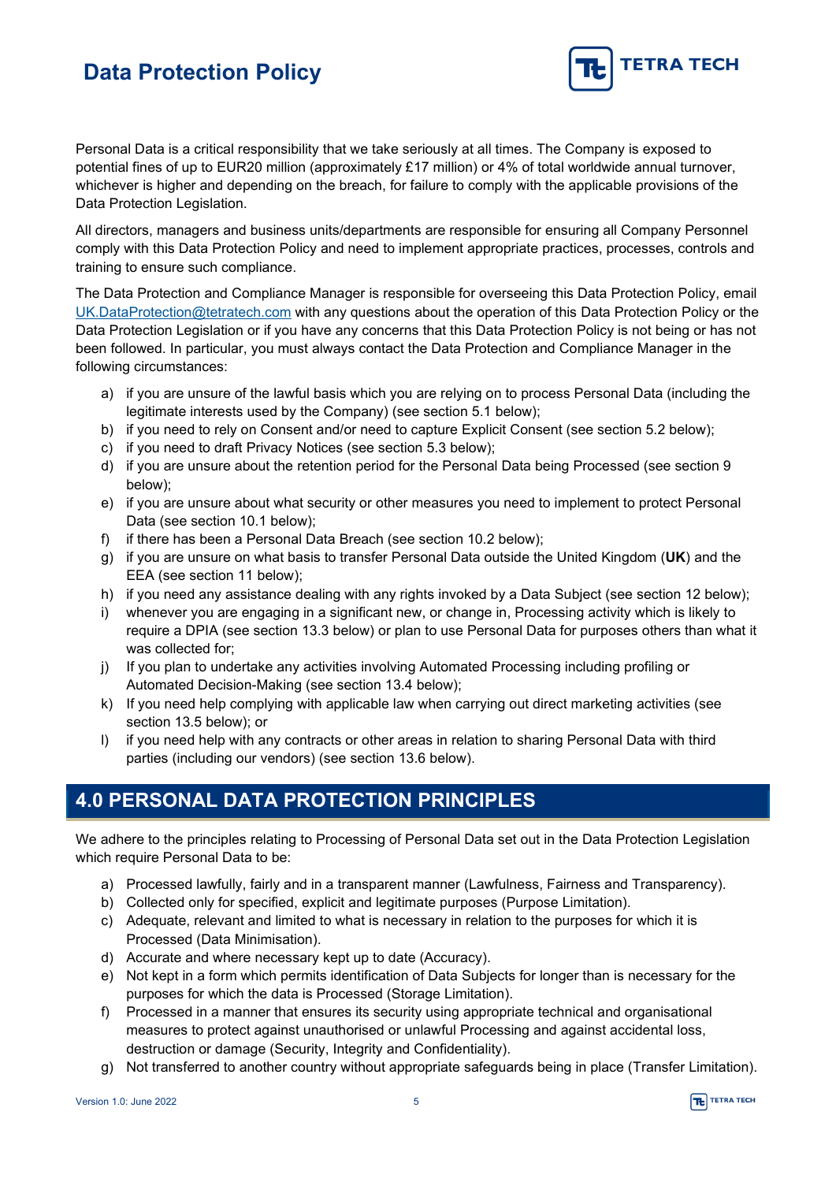Personal Data is a critical responsibility that we take seriously at all times. The Company is exposed to potential fines of up to EUR20 million (approximately £17 million) or 4% of total worldwide annual turnover, whichever is higher and depending on the breach, for failure to comply with the applicable provisions of the Data Protection Legislation.

All directors, managers and business units/departments are responsible for ensuring all Company Personnel comply with this Data Protection Policy and need to implement appropriate practices, processes, controls and training to ensure such compliance.

The Data Protection and Compliance Manager is responsible for overseeing this Data Protection Policy, email UK.DataProtection@tetratech.com with any questions about the operation of this Data Protection Policy or the Data Protection Legislation or if you have any concerns that this Data Protection Policy is not being or has not been followed. In particular, you must always contact the Data Protection and Compliance Manager in the following circumstances:

a) if you are unsure of the lawful basis which you are relying on to process Personal Data (including the legitimate interests used by the Company) (see section 5.1 below);
b) if you need to rely on Consent and/or need to capture Explicit Consent (see section 5.2 below);
c) if you need to draft Privacy Notices (see section 5.3 below);
d) if you are unsure about the retention period for the Personal Data being Processed (see section 9 below);
e) if you are unsure about what security or other measures you need to implement to protect Personal Data (see section 10.1 below);
f) if there has been a Personal Data Breach (see section 10.2 below);
g) if you are unsure on what basis to transfer Personal Data outside the United Kingdom (**UK**) and the EEA (see section 11 below);
h) if you need any assistance dealing with any rights invoked by a Data Subject (see section 12 below);
i) whenever you are engaging in a significant new, or change in, Processing activity which is likely to require a DPIA (see section 13.3 below) or plan to use Personal Data for purposes others than what it was collected for;
j) If you plan to undertake any activities involving Automated Processing including profiling or Automated Decision-Making (see section 13.4 below);
k) If you need help complying with applicable law when carrying out direct marketing activities (see section 13.5 below); or
l) if you need help with any contracts or other areas in relation to sharing Personal Data with third parties (including our vendors) (see section 13.6 below).

## 4.0 PERSONAL DATA PROTECTION PRINCIPLES

We adhere to the principles relating to Processing of Personal Data set out in the Data Protection Legislation which require Personal Data to be:

a) Processed lawfully, fairly and in a transparent manner (Lawfulness, Fairness and Transparency).
b) Collected only for specified, explicit and legitimate purposes (Purpose Limitation).
c) Adequate, relevant and limited to what is necessary in relation to the purposes for which it is Processed (Data Minimisation).
d) Accurate and where necessary kept up to date (Accuracy).
e) Not kept in a form which permits identification of Data Subjects for longer than is necessary for the purposes for which the data is Processed (Storage Limitation).
f) Processed in a manner that ensures its security using appropriate technical and organisational measures to protect against unauthorised or unlawful Processing and against accidental loss, destruction or damage (Security, Integrity and Confidentiality).
g) Not transferred to another country without appropriate safeguards being in place (Transfer Limitation).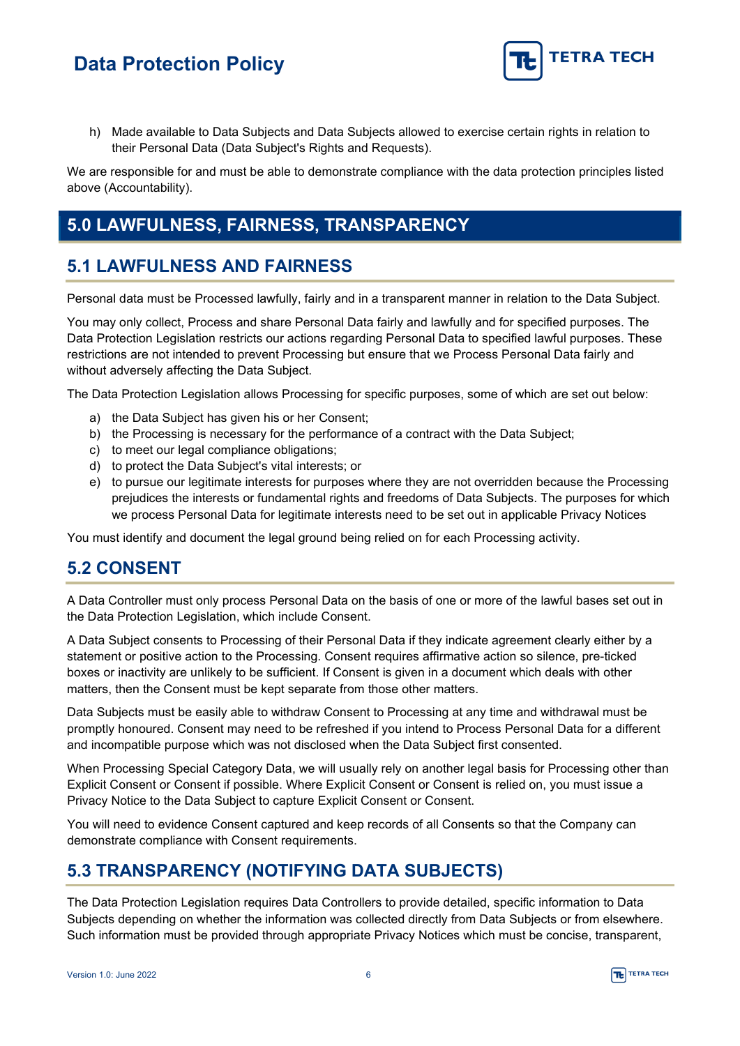h) Made available to Data Subjects and Data Subjects allowed to exercise certain rights in relation to their Personal Data (Data Subject's Rights and Requests).

We are responsible for and must be able to demonstrate compliance with the data protection principles listed above (Accountability).

# 5.0 LAWFULNESS, FAIRNESS, TRANSPARENCY

## 5.1 LAWFULNESS AND FAIRNESS

Personal data must be Processed lawfully, fairly and in a transparent manner in relation to the Data Subject.

You may only collect, Process and share Personal Data fairly and lawfully and for specified purposes. The Data Protection Legislation restricts our actions regarding Personal Data to specified lawful purposes. These restrictions are not intended to prevent Processing but ensure that we Process Personal Data fairly and without adversely affecting the Data Subject.

The Data Protection Legislation allows Processing for specific purposes, some of which are set out below:

a) the Data Subject has given his or her Consent;
b) the Processing is necessary for the performance of a contract with the Data Subject;
c) to meet our legal compliance obligations;
d) to protect the Data Subject's vital interests; or
e) to pursue our legitimate interests for purposes where they are not overridden because the Processing prejudices the interests or fundamental rights and freedoms of Data Subjects. The purposes for which we process Personal Data for legitimate interests need to be set out in applicable Privacy Notices

You must identify and document the legal ground being relied on for each Processing activity.

## 5.2 CONSENT

A Data Controller must only process Personal Data on the basis of one or more of the lawful bases set out in the Data Protection Legislation, which include Consent.

A Data Subject consents to Processing of their Personal Data if they indicate agreement clearly either by a statement or positive action to the Processing. Consent requires affirmative action so silence, pre-ticked boxes or inactivity are unlikely to be sufficient. If Consent is given in a document which deals with other matters, then the Consent must be kept separate from those other matters.

Data Subjects must be easily able to withdraw Consent to Processing at any time and withdrawal must be promptly honoured. Consent may need to be refreshed if you intend to Process Personal Data for a different and incompatible purpose which was not disclosed when the Data Subject first consented.

When Processing Special Category Data, we will usually rely on another legal basis for Processing other than Explicit Consent or Consent if possible. Where Explicit Consent or Consent is relied on, you must issue a Privacy Notice to the Data Subject to capture Explicit Consent or Consent.

You will need to evidence Consent captured and keep records of all Consents so that the Company can demonstrate compliance with Consent requirements.

## 5.3 TRANSPARENCY (NOTIFYING DATA SUBJECTS)

The Data Protection Legislation requires Data Controllers to provide detailed, specific information to Data Subjects depending on whether the information was collected directly from Data Subjects or from elsewhere. Such information must be provided through appropriate Privacy Notices which must be concise, transparent,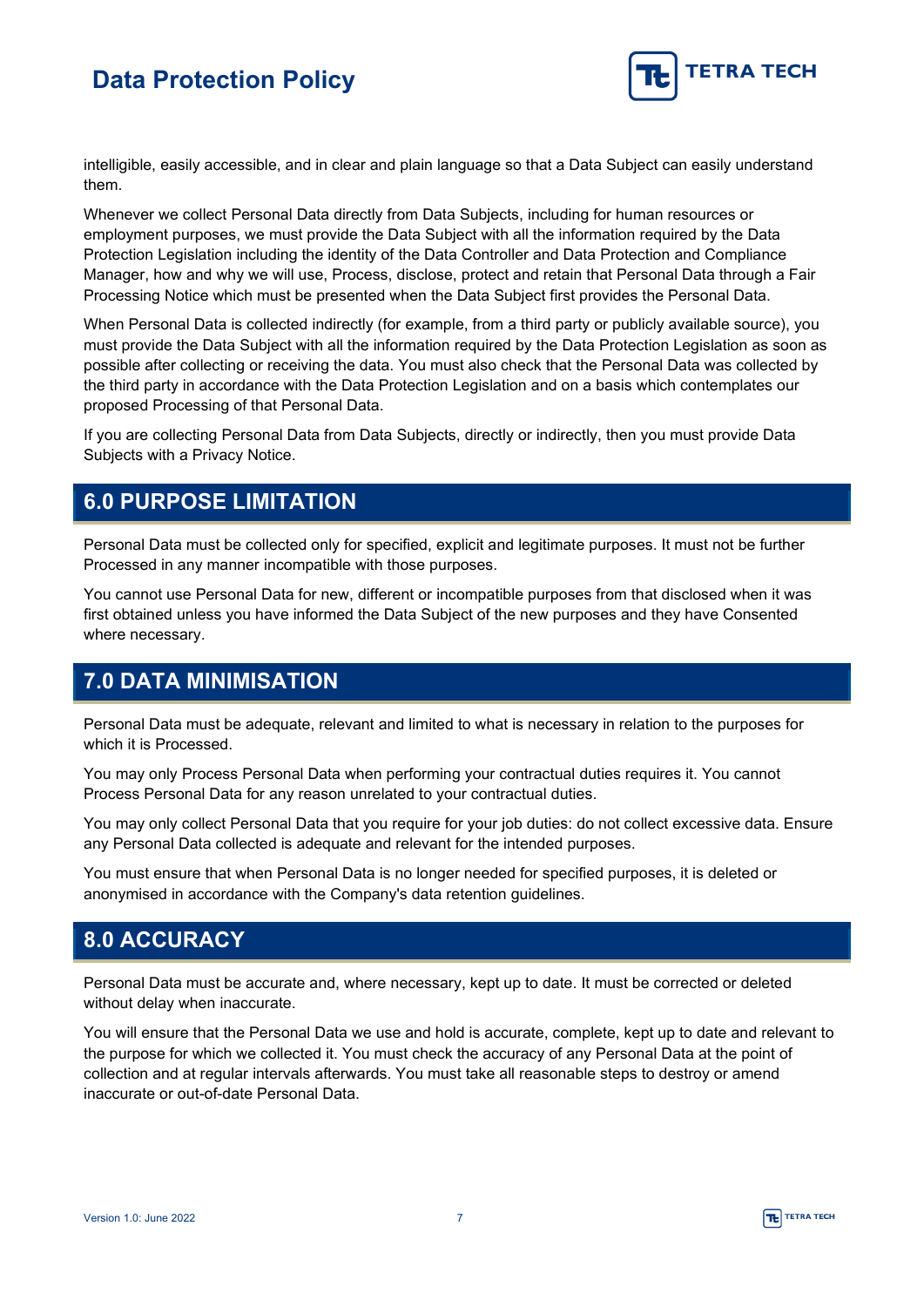intelligible, easily accessible, and in clear and plain language so that a Data Subject can easily understand them.

Whenever we collect Personal Data directly from Data Subjects, including for human resources or employment purposes, we must provide the Data Subject with all the information required by the Data Protection Legislation including the identity of the Data Controller and Data Protection and Compliance Manager, how and why we will use, Process, disclose, protect and retain that Personal Data through a Fair Processing Notice which must be presented when the Data Subject first provides the Personal Data.

When Personal Data is collected indirectly (for example, from a third party or publicly available source), you must provide the Data Subject with all the information required by the Data Protection Legislation as soon as possible after collecting or receiving the data. You must also check that the Personal Data was collected by the third party in accordance with the Data Protection Legislation and on a basis which contemplates our proposed Processing of that Personal Data.

If you are collecting Personal Data from Data Subjects, directly or indirectly, then you must provide Data Subjects with a Privacy Notice.

## 6.0 PURPOSE LIMITATION

Personal Data must be collected only for specified, explicit and legitimate purposes. It must not be further Processed in any manner incompatible with those purposes.

You cannot use Personal Data for new, different or incompatible purposes from that disclosed when it was first obtained unless you have informed the Data Subject of the new purposes and they have Consented where necessary.

## 7.0 DATA MINIMISATION

Personal Data must be adequate, relevant and limited to what is necessary in relation to the purposes for which it is Processed.

You may only Process Personal Data when performing your contractual duties requires it. You cannot Process Personal Data for any reason unrelated to your contractual duties.

You may only collect Personal Data that you require for your job duties: do not collect excessive data. Ensure any Personal Data collected is adequate and relevant for the intended purposes.

You must ensure that when Personal Data is no longer needed for specified purposes, it is deleted or anonymised in accordance with the Company's data retention guidelines.

## 8.0 ACCURACY

Personal Data must be accurate and, where necessary, kept up to date. It must be corrected or deleted without delay when inaccurate.

You will ensure that the Personal Data we use and hold is accurate, complete, kept up to date and relevant to the purpose for which we collected it. You must check the accuracy of any Personal Data at the point of collection and at regular intervals afterwards. You must take all reasonable steps to destroy or amend inaccurate or out-of-date Personal Data.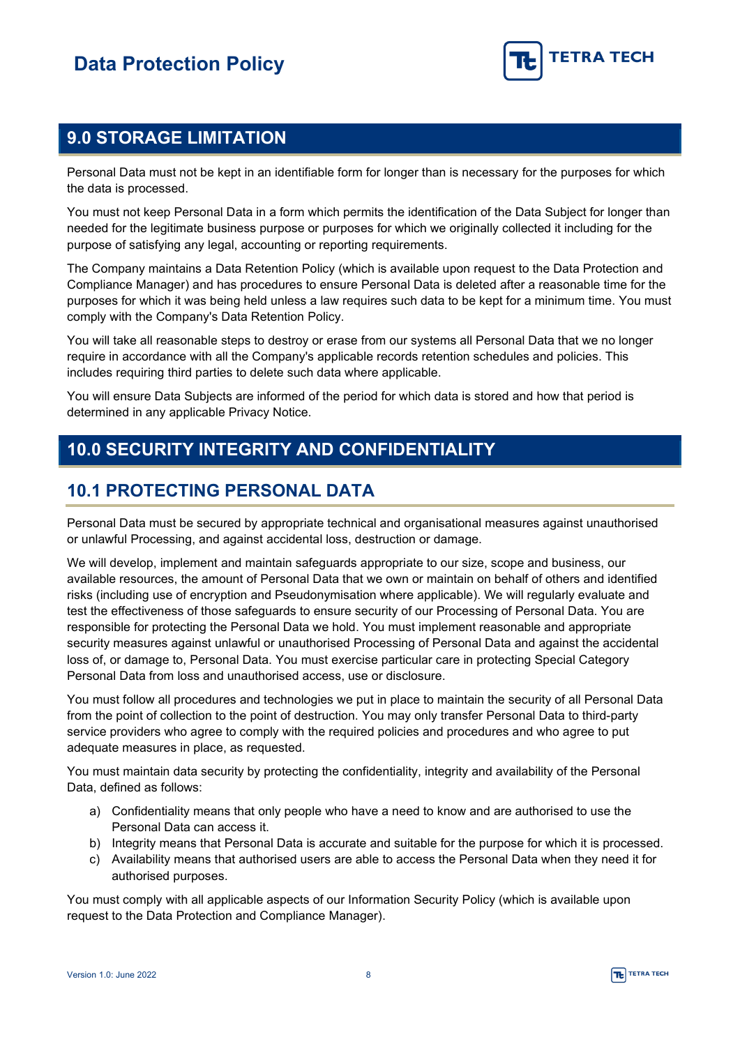## 9.0 STORAGE LIMITATION

Personal Data must not be kept in an identifiable form for longer than is necessary for the purposes for which the data is processed.

You must not keep Personal Data in a form which permits the identification of the Data Subject for longer than needed for the legitimate business purpose or purposes for which we originally collected it including for the purpose of satisfying any legal, accounting or reporting requirements.

The Company maintains a Data Retention Policy (which is available upon request to the Data Protection and Compliance Manager) and has procedures to ensure Personal Data is deleted after a reasonable time for the purposes for which it was being held unless a law requires such data to be kept for a minimum time. You must comply with the Company's Data Retention Policy.

You will take all reasonable steps to destroy or erase from our systems all Personal Data that we no longer require in accordance with all the Company's applicable records retention schedules and policies. This includes requiring third parties to delete such data where applicable.

You will ensure Data Subjects are informed of the period for which data is stored and how that period is determined in any applicable Privacy Notice.

## 10.0 SECURITY INTEGRITY AND CONFIDENTIALITY

### 10.1 PROTECTING PERSONAL DATA

Personal Data must be secured by appropriate technical and organisational measures against unauthorised or unlawful Processing, and against accidental loss, destruction or damage.

We will develop, implement and maintain safeguards appropriate to our size, scope and business, our available resources, the amount of Personal Data that we own or maintain on behalf of others and identified risks (including use of encryption and Pseudonymisation where applicable). We will regularly evaluate and test the effectiveness of those safeguards to ensure security of our Processing of Personal Data. You are responsible for protecting the Personal Data we hold. You must implement reasonable and appropriate security measures against unlawful or unauthorised Processing of Personal Data and against the accidental loss of, or damage to, Personal Data. You must exercise particular care in protecting Special Category Personal Data from loss and unauthorised access, use or disclosure.

You must follow all procedures and technologies we put in place to maintain the security of all Personal Data from the point of collection to the point of destruction. You may only transfer Personal Data to third-party service providers who agree to comply with the required policies and procedures and who agree to put adequate measures in place, as requested.

You must maintain data security by protecting the confidentiality, integrity and availability of the Personal Data, defined as follows:

a) Confidentiality means that only people who have a need to know and are authorised to use the Personal Data can access it.
b) Integrity means that Personal Data is accurate and suitable for the purpose for which it is processed.
c) Availability means that authorised users are able to access the Personal Data when they need it for authorised purposes.

You must comply with all applicable aspects of our Information Security Policy (which is available upon request to the Data Protection and Compliance Manager).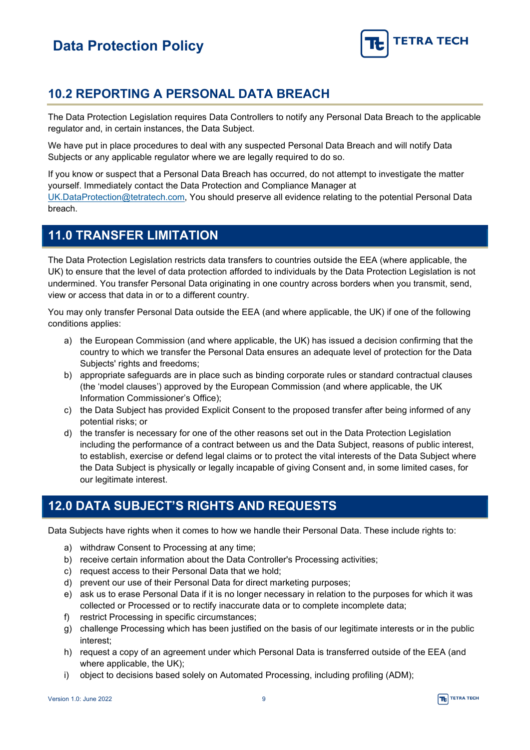## 10.2 REPORTING A PERSONAL DATA BREACH

The Data Protection Legislation requires Data Controllers to notify any Personal Data Breach to the applicable regulator and, in certain instances, the Data Subject.

We have put in place procedures to deal with any suspected Personal Data Breach and will notify Data Subjects or any applicable regulator where we are legally required to do so.

If you know or suspect that a Personal Data Breach has occurred, do not attempt to investigate the matter yourself. Immediately contact the Data Protection and Compliance Manager at UK.DataProtection@tetratech.com, You should preserve all evidence relating to the potential Personal Data breach.

## 11.0 TRANSFER LIMITATION

The Data Protection Legislation restricts data transfers to countries outside the EEA (where applicable, the UK) to ensure that the level of data protection afforded to individuals by the Data Protection Legislation is not undermined. You transfer Personal Data originating in one country across borders when you transmit, send, view or access that data in or to a different country.

You may only transfer Personal Data outside the EEA (and where applicable, the UK) if one of the following conditions applies:

a) the European Commission (and where applicable, the UK) has issued a decision confirming that the country to which we transfer the Personal Data ensures an adequate level of protection for the Data Subjects' rights and freedoms;
b) appropriate safeguards are in place such as binding corporate rules or standard contractual clauses (the 'model clauses') approved by the European Commission (and where applicable, the UK Information Commissioner's Office);
c) the Data Subject has provided Explicit Consent to the proposed transfer after being informed of any potential risks; or
d) the transfer is necessary for one of the other reasons set out in the Data Protection Legislation including the performance of a contract between us and the Data Subject, reasons of public interest, to establish, exercise or defend legal claims or to protect the vital interests of the Data Subject where the Data Subject is physically or legally incapable of giving Consent and, in some limited cases, for our legitimate interest.

## 12.0 DATA SUBJECT'S RIGHTS AND REQUESTS

Data Subjects have rights when it comes to how we handle their Personal Data. These include rights to:

a) withdraw Consent to Processing at any time;
b) receive certain information about the Data Controller's Processing activities;
c) request access to their Personal Data that we hold;
d) prevent our use of their Personal Data for direct marketing purposes;
e) ask us to erase Personal Data if it is no longer necessary in relation to the purposes for which it was collected or Processed or to rectify inaccurate data or to complete incomplete data;
f) restrict Processing in specific circumstances;
g) challenge Processing which has been justified on the basis of our legitimate interests or in the public interest;
h) request a copy of an agreement under which Personal Data is transferred outside of the EEA (and where applicable, the UK);
i) object to decisions based solely on Automated Processing, including profiling (ADM);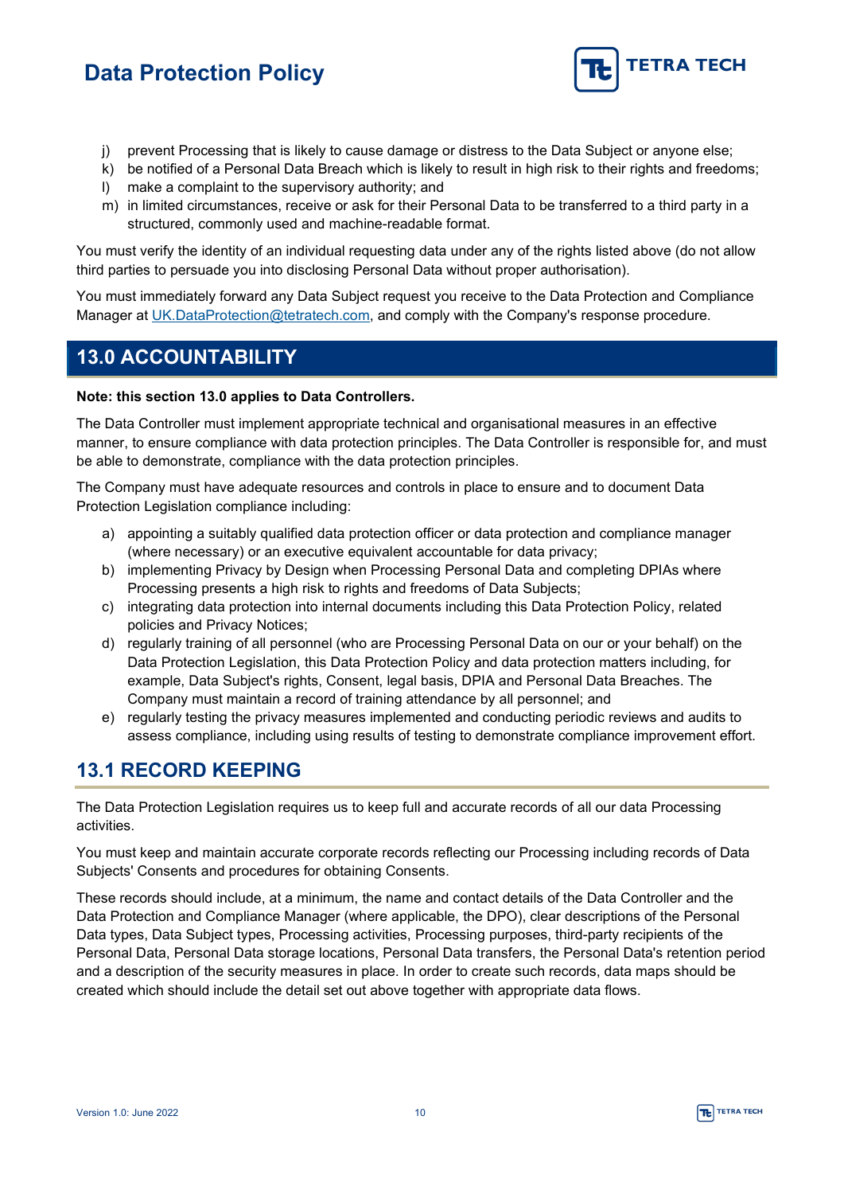j) prevent Processing that is likely to cause damage or distress to the Data Subject or anyone else;
k) be notified of a Personal Data Breach which is likely to result in high risk to their rights and freedoms;
l) make a complaint to the supervisory authority; and
m) in limited circumstances, receive or ask for their Personal Data to be transferred to a third party in a structured, commonly used and machine-readable format.

You must verify the identity of an individual requesting data under any of the rights listed above (do not allow third parties to persuade you into disclosing Personal Data without proper authorisation).

You must immediately forward any Data Subject request you receive to the Data Protection and Compliance Manager at UK.DataProtection@tetratech.com, and comply with the Company's response procedure.

## 13.0 ACCOUNTABILITY

**Note: this section 13.0 applies to Data Controllers.**

The Data Controller must implement appropriate technical and organisational measures in an effective manner, to ensure compliance with data protection principles. The Data Controller is responsible for, and must be able to demonstrate, compliance with the data protection principles.

The Company must have adequate resources and controls in place to ensure and to document Data Protection Legislation compliance including:

a) appointing a suitably qualified data protection officer or data protection and compliance manager (where necessary) or an executive equivalent accountable for data privacy;
b) implementing Privacy by Design when Processing Personal Data and completing DPIAs where Processing presents a high risk to rights and freedoms of Data Subjects;
c) integrating data protection into internal documents including this Data Protection Policy, related policies and Privacy Notices;
d) regularly training of all personnel (who are Processing Personal Data on our or your behalf) on the Data Protection Legislation, this Data Protection Policy and data protection matters including, for example, Data Subject's rights, Consent, legal basis, DPIA and Personal Data Breaches. The Company must maintain a record of training attendance by all personnel; and
e) regularly testing the privacy measures implemented and conducting periodic reviews and audits to assess compliance, including using results of testing to demonstrate compliance improvement effort.

## 13.1 RECORD KEEPING

The Data Protection Legislation requires us to keep full and accurate records of all our data Processing activities.

You must keep and maintain accurate corporate records reflecting our Processing including records of Data Subjects' Consents and procedures for obtaining Consents.

These records should include, at a minimum, the name and contact details of the Data Controller and the Data Protection and Compliance Manager (where applicable, the DPO), clear descriptions of the Personal Data types, Data Subject types, Processing activities, Processing purposes, third-party recipients of the Personal Data, Personal Data storage locations, Personal Data transfers, the Personal Data's retention period and a description of the security measures in place. In order to create such records, data maps should be created which should include the detail set out above together with appropriate data flows.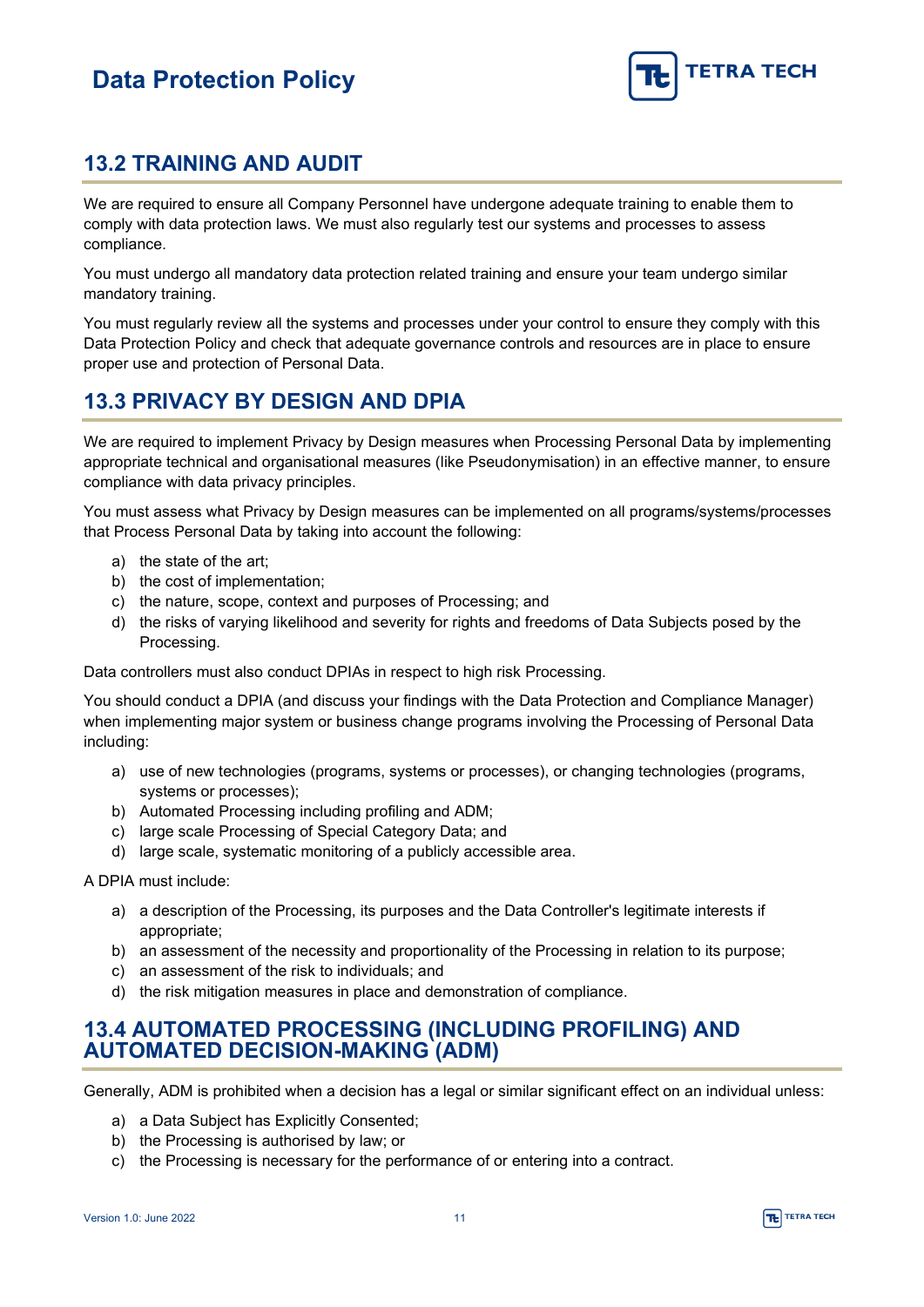## 13.2 TRAINING AND AUDIT

We are required to ensure all Company Personnel have undergone adequate training to enable them to comply with data protection laws. We must also regularly test our systems and processes to assess compliance.

You must undergo all mandatory data protection related training and ensure your team undergo similar mandatory training.

You must regularly review all the systems and processes under your control to ensure they comply with this Data Protection Policy and check that adequate governance controls and resources are in place to ensure proper use and protection of Personal Data.

## 13.3 PRIVACY BY DESIGN AND DPIA

We are required to implement Privacy by Design measures when Processing Personal Data by implementing appropriate technical and organisational measures (like Pseudonymisation) in an effective manner, to ensure compliance with data privacy principles.

You must assess what Privacy by Design measures can be implemented on all programs/systems/processes that Process Personal Data by taking into account the following:

a) the state of the art;
b) the cost of implementation;
c) the nature, scope, context and purposes of Processing; and
d) the risks of varying likelihood and severity for rights and freedoms of Data Subjects posed by the Processing.

Data controllers must also conduct DPIAs in respect to high risk Processing.

You should conduct a DPIA (and discuss your findings with the Data Protection and Compliance Manager) when implementing major system or business change programs involving the Processing of Personal Data including:

a) use of new technologies (programs, systems or processes), or changing technologies (programs, systems or processes);
b) Automated Processing including profiling and ADM;
c) large scale Processing of Special Category Data; and
d) large scale, systematic monitoring of a publicly accessible area.

A DPIA must include:

a) a description of the Processing, its purposes and the Data Controller's legitimate interests if appropriate;
b) an assessment of the necessity and proportionality of the Processing in relation to its purpose;
c) an assessment of the risk to individuals; and
d) the risk mitigation measures in place and demonstration of compliance.

## 13.4 AUTOMATED PROCESSING (INCLUDING PROFILING) AND AUTOMATED DECISION-MAKING (ADM)

Generally, ADM is prohibited when a decision has a legal or similar significant effect on an individual unless:

a) a Data Subject has Explicitly Consented;
b) the Processing is authorised by law; or
c) the Processing is necessary for the performance of or entering into a contract.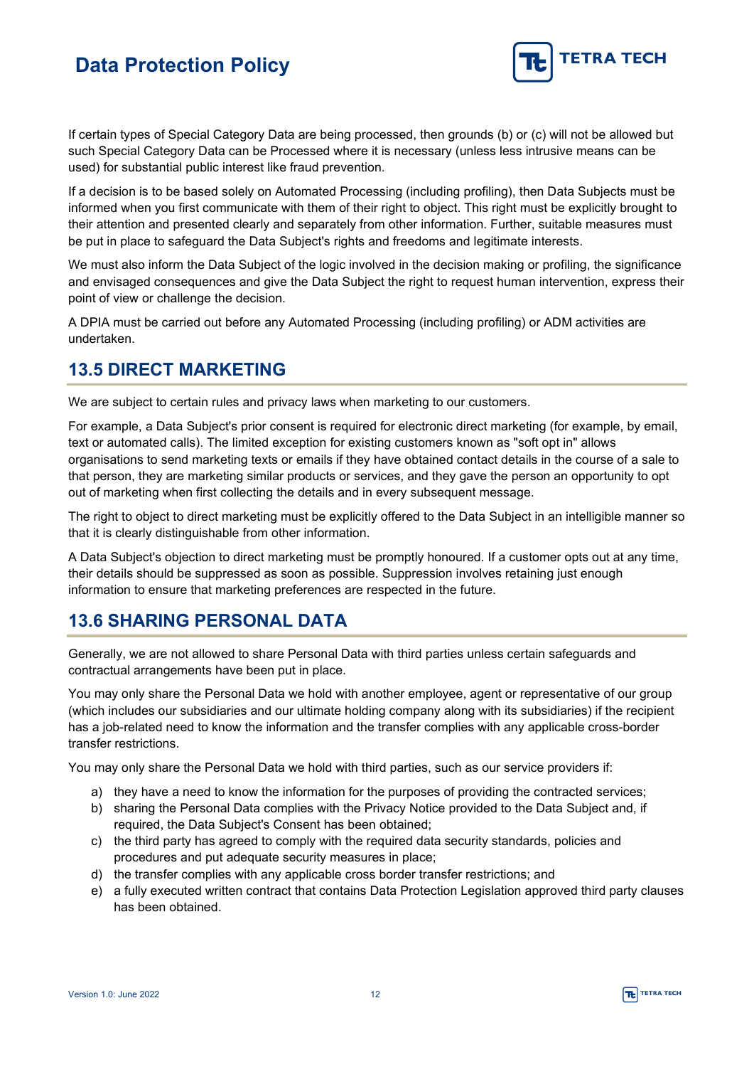If certain types of Special Category Data are being processed, then grounds (b) or (c) will not be allowed but such Special Category Data can be Processed where it is necessary (unless less intrusive means can be used) for substantial public interest like fraud prevention.

If a decision is to be based solely on Automated Processing (including profiling), then Data Subjects must be informed when you first communicate with them of their right to object. This right must be explicitly brought to their attention and presented clearly and separately from other information. Further, suitable measures must be put in place to safeguard the Data Subject's rights and freedoms and legitimate interests.

We must also inform the Data Subject of the logic involved in the decision making or profiling, the significance and envisaged consequences and give the Data Subject the right to request human intervention, express their point of view or challenge the decision.

A DPIA must be carried out before any Automated Processing (including profiling) or ADM activities are undertaken.

## 13.5 DIRECT MARKETING

We are subject to certain rules and privacy laws when marketing to our customers.

For example, a Data Subject's prior consent is required for electronic direct marketing (for example, by email, text or automated calls). The limited exception for existing customers known as "soft opt in" allows organisations to send marketing texts or emails if they have obtained contact details in the course of a sale to that person, they are marketing similar products or services, and they gave the person an opportunity to opt out of marketing when first collecting the details and in every subsequent message.

The right to object to direct marketing must be explicitly offered to the Data Subject in an intelligible manner so that it is clearly distinguishable from other information.

A Data Subject's objection to direct marketing must be promptly honoured. If a customer opts out at any time, their details should be suppressed as soon as possible. Suppression involves retaining just enough information to ensure that marketing preferences are respected in the future.

## 13.6 SHARING PERSONAL DATA

Generally, we are not allowed to share Personal Data with third parties unless certain safeguards and contractual arrangements have been put in place.

You may only share the Personal Data we hold with another employee, agent or representative of our group (which includes our subsidiaries and our ultimate holding company along with its subsidiaries) if the recipient has a job-related need to know the information and the transfer complies with any applicable cross-border transfer restrictions.

You may only share the Personal Data we hold with third parties, such as our service providers if:

a) they have a need to know the information for the purposes of providing the contracted services;
b) sharing the Personal Data complies with the Privacy Notice provided to the Data Subject and, if required, the Data Subject's Consent has been obtained;
c) the third party has agreed to comply with the required data security standards, policies and procedures and put adequate security measures in place;
d) the transfer complies with any applicable cross border transfer restrictions; and
e) a fully executed written contract that contains Data Protection Legislation approved third party clauses has been obtained.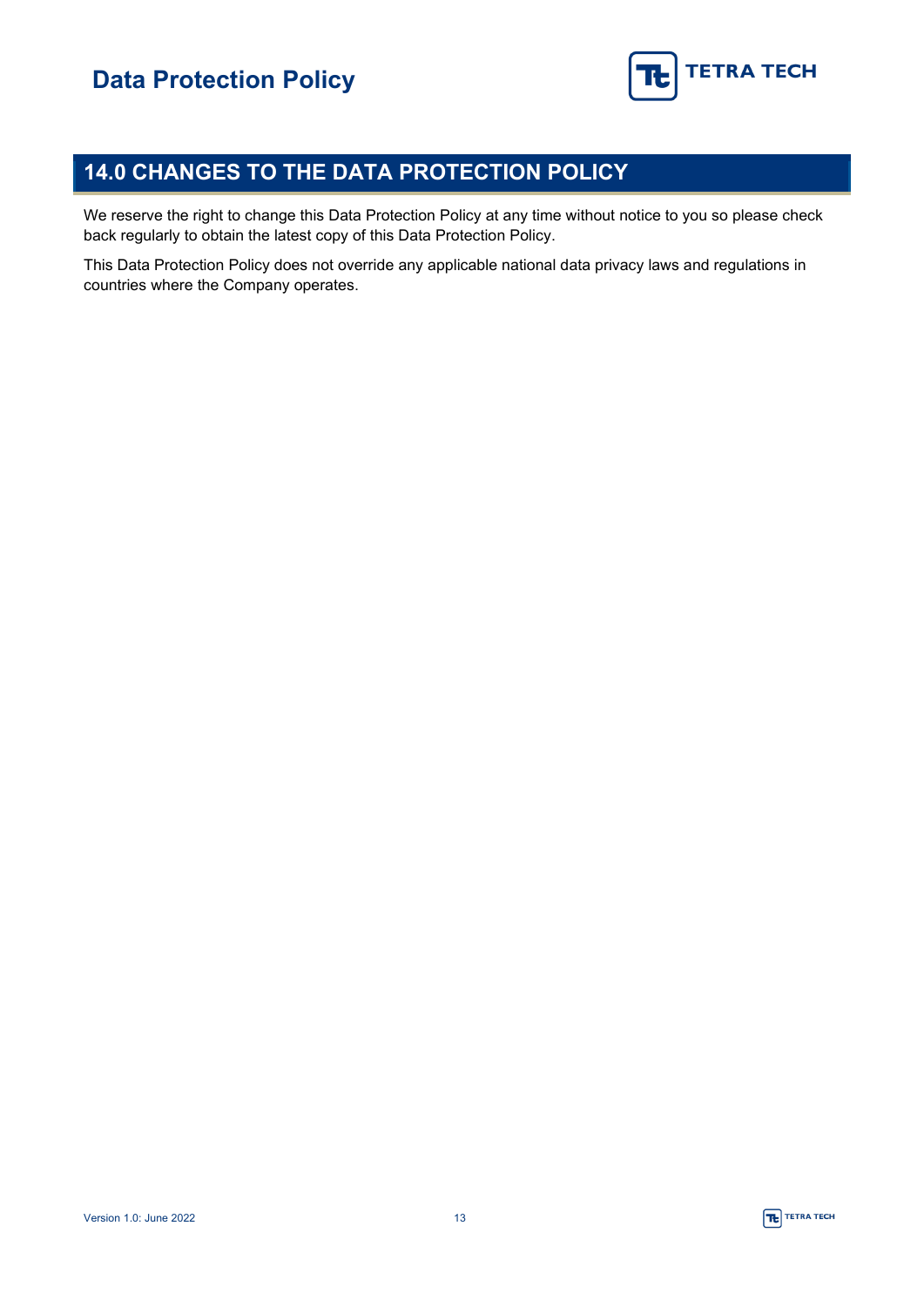## 14.0 CHANGES TO THE DATA PROTECTION POLICY

We reserve the right to change this Data Protection Policy at any time without notice to you so please check back regularly to obtain the latest copy of this Data Protection Policy.

This Data Protection Policy does not override any applicable national data privacy laws and regulations in countries where the Company operates.